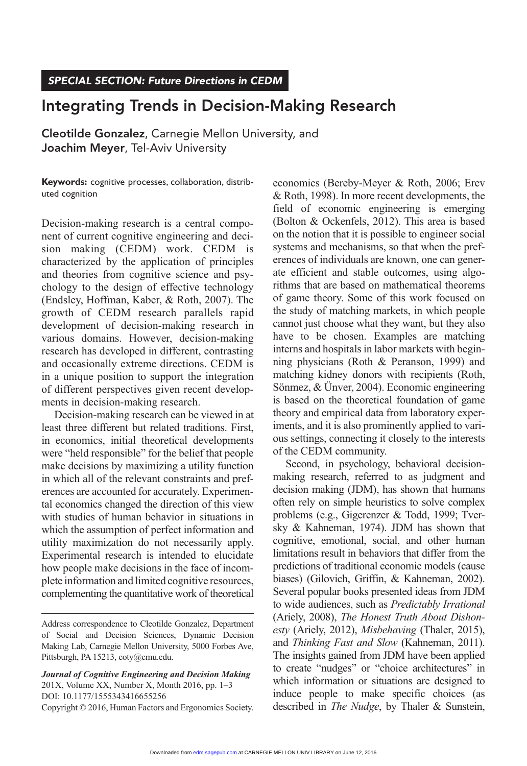*SPECIAL SECTION: Future Directions in CEDM*

# Integrating Trends in Decision-Making Research

**Cleotilde Gonzalez**, Carnegie Mellon University, and
**Joachim Meyer**, Tel-Aviv University

**Keywords:** cognitive processes, collaboration, distributed cognition

Decision-making research is a central component of current cognitive engineering and decision making (CEDM) work. CEDM is characterized by the application of principles and theories from cognitive science and psychology to the design of effective technology (Endsley, Hoffman, Kaber, & Roth, 2007). The growth of CEDM research parallels rapid development of decision-making research in various domains. However, decision-making research has developed in different, contrasting and occasionally extreme directions. CEDM is in a unique position to support the integration of different perspectives given recent developments in decision-making research.

Decision-making research can be viewed in at least three different but related traditions. First, in economics, initial theoretical developments were "held responsible" for the belief that people make decisions by maximizing a utility function in which all of the relevant constraints and preferences are accounted for accurately. Experimental economics changed the direction of this view with studies of human behavior in situations in which the assumption of perfect information and utility maximization do not necessarily apply. Experimental research is intended to elucidate how people make decisions in the face of incomplete information and limited cognitive resources, complementing the quantitative work of theoretical economics (Bereby-Meyer & Roth, 2006; Erev & Roth, 1998). In more recent developments, the field of economic engineering is emerging (Bolton & Ockenfels, 2012). This area is based on the notion that it is possible to engineer social systems and mechanisms, so that when the preferences of individuals are known, one can generate efficient and stable outcomes, using algorithms that are based on mathematical theorems of game theory. Some of this work focused on the study of matching markets, in which people cannot just choose what they want, but they also have to be chosen. Examples are matching interns and hospitals in labor markets with beginning physicians (Roth & Peranson, 1999) and matching kidney donors with recipients (Roth, Sönmez, & Ünver, 2004). Economic engineering is based on the theoretical foundation of game theory and empirical data from laboratory experiments, and it is also prominently applied to various settings, connecting it closely to the interests of the CEDM community.

Second, in psychology, behavioral decision-making research, referred to as judgment and decision making (JDM), has shown that humans often rely on simple heuristics to solve complex problems (e.g., Gigerenzer & Todd, 1999; Tversky & Kahneman, 1974). JDM has shown that cognitive, emotional, social, and other human limitations result in behaviors that differ from the predictions of traditional economic models (cause biases) (Gilovich, Griffin, & Kahneman, 2002). Several popular books presented ideas from JDM to wide audiences, such as *Predictably Irrational* (Ariely, 2008), *The Honest Truth About Dishonesty* (Ariely, 2012), *Misbehaving* (Thaler, 2015), and *Thinking Fast and Slow* (Kahneman, 2011). The insights gained from JDM have been applied to create "nudges" or "choice architectures" in which information or situations are designed to induce people to make specific choices (as described in *The Nudge*, by Thaler & Sunstein,

---

Address correspondence to Cleotilde Gonzalez, Department of Social and Decision Sciences, Dynamic Decision Making Lab, Carnegie Mellon University, 5000 Forbes Ave, Pittsburgh, PA 15213, coty@cmu.edu.

***Journal of Cognitive Engineering and Decision Making***
201X, Volume XX, Number X, Month 2016, pp. 1–3
DOI: 10.1177/1555343416655256
Copyright © 2016, Human Factors and Ergonomics Society.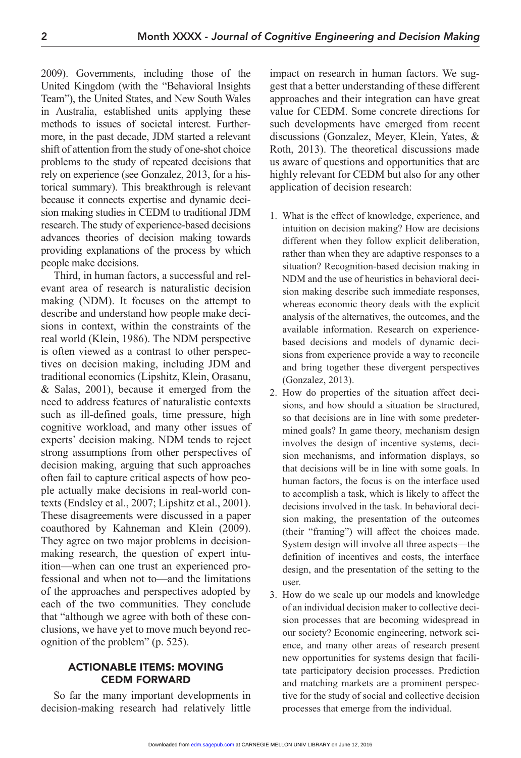2009). Governments, including those of the United Kingdom (with the "Behavioral Insights Team"), the United States, and New South Wales in Australia, established units applying these methods to issues of societal interest. Furthermore, in the past decade, JDM started a relevant shift of attention from the study of one-shot choice problems to the study of repeated decisions that rely on experience (see Gonzalez, 2013, for a historical summary). This breakthrough is relevant because it connects expertise and dynamic decision making studies in CEDM to traditional JDM research. The study of experience-based decisions advances theories of decision making towards providing explanations of the process by which people make decisions.

Third, in human factors, a successful and relevant area of research is naturalistic decision making (NDM). It focuses on the attempt to describe and understand how people make decisions in context, within the constraints of the real world (Klein, 1986). The NDM perspective is often viewed as a contrast to other perspectives on decision making, including JDM and traditional economics (Lipshitz, Klein, Orasanu, & Salas, 2001), because it emerged from the need to address features of naturalistic contexts such as ill-defined goals, time pressure, high cognitive workload, and many other issues of experts' decision making. NDM tends to reject strong assumptions from other perspectives of decision making, arguing that such approaches often fail to capture critical aspects of how people actually make decisions in real-world contexts (Endsley et al., 2007; Lipshitz et al., 2001). These disagreements were discussed in a paper coauthored by Kahneman and Klein (2009). They agree on two major problems in decision-making research, the question of expert intuition—when can one trust an experienced professional and when not to—and the limitations of the approaches and perspectives adopted by each of the two communities. They conclude that "although we agree with both of these conclusions, we have yet to move much beyond recognition of the problem" (p. 525).

## ACTIONABLE ITEMS: MOVING CEDM FORWARD

So far the many important developments in decision-making research had relatively little impact on research in human factors. We suggest that a better understanding of these different approaches and their integration can have great value for CEDM. Some concrete directions for such developments have emerged from recent discussions (Gonzalez, Meyer, Klein, Yates, & Roth, 2013). The theoretical discussions made us aware of questions and opportunities that are highly relevant for CEDM but also for any other application of decision research:

1. What is the effect of knowledge, experience, and intuition on decision making? How are decisions different when they follow explicit deliberation, rather than when they are adaptive responses to a situation? Recognition-based decision making in NDM and the use of heuristics in behavioral decision making describe such immediate responses, whereas economic theory deals with the explicit analysis of the alternatives, the outcomes, and the available information. Research on experience-based decisions and models of dynamic decisions from experience provide a way to reconcile and bring together these divergent perspectives (Gonzalez, 2013).
2. How do properties of the situation affect decisions, and how should a situation be structured, so that decisions are in line with some predetermined goals? In game theory, mechanism design involves the design of incentive systems, decision mechanisms, and information displays, so that decisions will be in line with some goals. In human factors, the focus is on the interface used to accomplish a task, which is likely to affect the decisions involved in the task. In behavioral decision making, the presentation of the outcomes (their "framing") will affect the choices made. System design will involve all three aspects—the definition of incentives and costs, the interface design, and the presentation of the setting to the user.
3. How do we scale up our models and knowledge of an individual decision maker to collective decision processes that are becoming widespread in our society? Economic engineering, network science, and many other areas of research present new opportunities for systems design that facilitate participatory decision processes. Prediction and matching markets are a prominent perspective for the study of social and collective decision processes that emerge from the individual.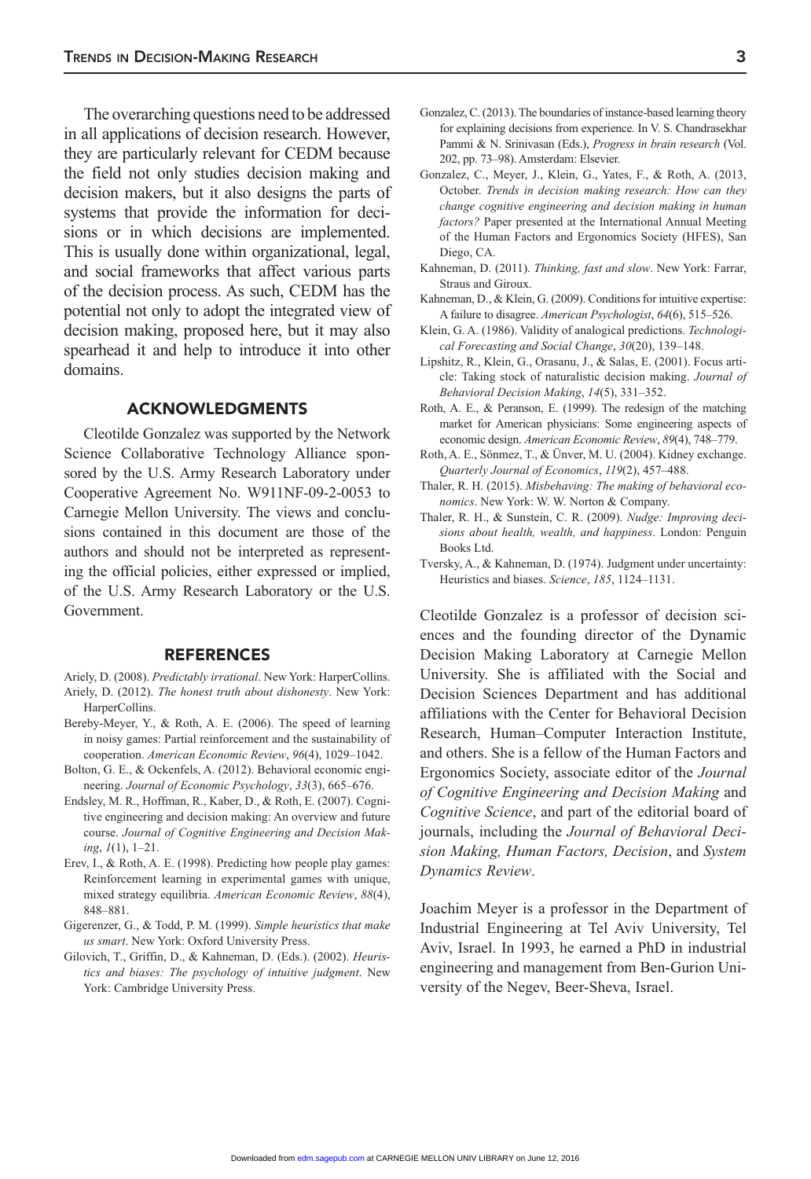The overarching questions need to be addressed in all applications of decision research. However, they are particularly relevant for CEDM because the field not only studies decision making and decision makers, but it also designs the parts of systems that provide the information for decisions or in which decisions are implemented. This is usually done within organizational, legal, and social frameworks that affect various parts of the decision process. As such, CEDM has the potential not only to adopt the integrated view of decision making, proposed here, but it may also spearhead it and help to introduce it into other domains.

## ACKNOWLEDGMENTS

Cleotilde Gonzalez was supported by the Network Science Collaborative Technology Alliance sponsored by the U.S. Army Research Laboratory under Cooperative Agreement No. W911NF-09-2-0053 to Carnegie Mellon University. The views and conclusions contained in this document are those of the authors and should not be interpreted as representing the official policies, either expressed or implied, of the U.S. Army Research Laboratory or the U.S. Government.

## REFERENCES

Ariely, D. (2008). *Predictably irrational*. New York: HarperCollins.

Ariely, D. (2012). *The honest truth about dishonesty*. New York: HarperCollins.

Bereby-Meyer, Y., & Roth, A. E. (2006). The speed of learning in noisy games: Partial reinforcement and the sustainability of cooperation. *American Economic Review*, *96*(4), 1029–1042.

Bolton, G. E., & Ockenfels, A. (2012). Behavioral economic engineering. *Journal of Economic Psychology*, *33*(3), 665–676.

Endsley, M. R., Hoffman, R., Kaber, D., & Roth, E. (2007). Cognitive engineering and decision making: An overview and future course. *Journal of Cognitive Engineering and Decision Making*, *1*(1), 1–21.

Erev, I., & Roth, A. E. (1998). Predicting how people play games: Reinforcement learning in experimental games with unique, mixed strategy equilibria. *American Economic Review*, *88*(4), 848–881.

Gigerenzer, G., & Todd, P. M. (1999). *Simple heuristics that make us smart*. New York: Oxford University Press.

Gilovich, T., Griffin, D., & Kahneman, D. (Eds.). (2002). *Heuristics and biases: The psychology of intuitive judgment*. New York: Cambridge University Press.

Gonzalez, C. (2013). The boundaries of instance-based learning theory for explaining decisions from experience. In V. S. Chandrasekhar Pammi & N. Srinivasan (Eds.), *Progress in brain research* (Vol. 202, pp. 73–98). Amsterdam: Elsevier.

Gonzalez, C., Meyer, J., Klein, G., Yates, F., & Roth, A. (2013, October). *Trends in decision making research: How can they change cognitive engineering and decision making in human factors?* Paper presented at the International Annual Meeting of the Human Factors and Ergonomics Society (HFES), San Diego, CA.

Kahneman, D. (2011). *Thinking, fast and slow*. New York: Farrar, Straus and Giroux.

Kahneman, D., & Klein, G. (2009). Conditions for intuitive expertise: A failure to disagree. *American Psychologist*, *64*(6), 515–526.

Klein, G. A. (1986). Validity of analogical predictions. *Technological Forecasting and Social Change*, *30*(20), 139–148.

Lipshitz, R., Klein, G., Orasanu, J., & Salas, E. (2001). Focus article: Taking stock of naturalistic decision making. *Journal of Behavioral Decision Making*, *14*(5), 331–352.

Roth, A. E., & Peranson, E. (1999). The redesign of the matching market for American physicians: Some engineering aspects of economic design. *American Economic Review*, *89*(4), 748–779.

Roth, A. E., Sönmez, T., & Ünver, M. U. (2004). Kidney exchange. *Quarterly Journal of Economics*, *119*(2), 457–488.

Thaler, R. H. (2015). *Misbehaving: The making of behavioral economics*. New York: W. W. Norton & Company.

Thaler, R. H., & Sunstein, C. R. (2009). *Nudge: Improving decisions about health, wealth, and happiness*. London: Penguin Books Ltd.

Tversky, A., & Kahneman, D. (1974). Judgment under uncertainty: Heuristics and biases. *Science*, *185*, 1124–1131.

Cleotilde Gonzalez is a professor of decision sciences and the founding director of the Dynamic Decision Making Laboratory at Carnegie Mellon University. She is affiliated with the Social and Decision Sciences Department and has additional affiliations with the Center for Behavioral Decision Research, Human–Computer Interaction Institute, and others. She is a fellow of the Human Factors and Ergonomics Society, associate editor of the *Journal of Cognitive Engineering and Decision Making* and *Cognitive Science*, and part of the editorial board of journals, including the *Journal of Behavioral Decision Making, Human Factors, Decision*, and *System Dynamics Review*.

Joachim Meyer is a professor in the Department of Industrial Engineering at Tel Aviv University, Tel Aviv, Israel. In 1993, he earned a PhD in industrial engineering and management from Ben-Gurion University of the Negev, Beer-Sheva, Israel.